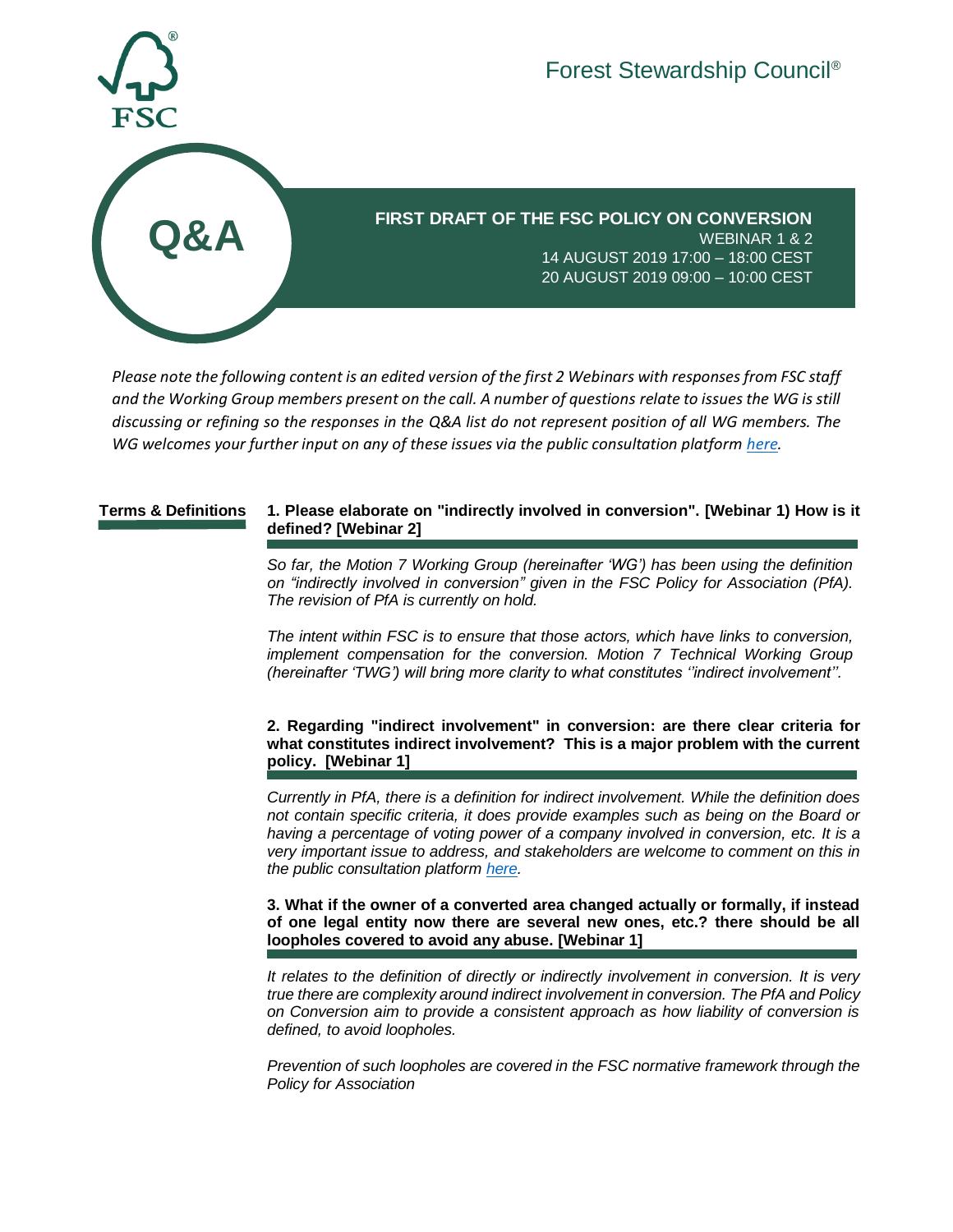Forest Stewardship Council®

# Q&A

## FIRST DRAFT OF THE FSC POLICY ON CONVERSION

WEBINAR 1 & 2
14 AUGUST 2019 17:00 – 18:00 CEST
20 AUGUST 2019 09:00 – 10:00 CEST

*Please note the following content is an edited version of the first 2 Webinars with responses from FSC staff and the Working Group members present on the call. A number of questions relate to issues the WG is still discussing or refining so the responses in the Q&A list do not represent position of all WG members. The WG welcomes your further input on any of these issues via the public consultation platform [here](#).*

## Terms & Definitions

**1. Please elaborate on "indirectly involved in conversion". [Webinar 1) How is it defined? [Webinar 2]**

*So far, the Motion 7 Working Group (hereinafter 'WG') has been using the definition on "indirectly involved in conversion" given in the FSC Policy for Association (PfA). The revision of PfA is currently on hold.*

*The intent within FSC is to ensure that those actors, which have links to conversion, implement compensation for the conversion. Motion 7 Technical Working Group (hereinafter 'TWG') will bring more clarity to what constitutes ''indirect involvement''.*

**2. Regarding "indirect involvement" in conversion: are there clear criteria for what constitutes indirect involvement? This is a major problem with the current policy. [Webinar 1]**

*Currently in PfA, there is a definition for indirect involvement. While the definition does not contain specific criteria, it does provide examples such as being on the Board or having a percentage of voting power of a company involved in conversion, etc. It is a very important issue to address, and stakeholders are welcome to comment on this in the public consultation platform [here](#).*

**3. What if the owner of a converted area changed actually or formally, if instead of one legal entity now there are several new ones, etc.? there should be all loopholes covered to avoid any abuse. [Webinar 1]**

*It relates to the definition of directly or indirectly involvement in conversion. It is very true there are complexity around indirect involvement in conversion. The PfA and Policy on Conversion aim to provide a consistent approach as how liability of conversion is defined, to avoid loopholes.*

*Prevention of such loopholes are covered in the FSC normative framework through the Policy for Association*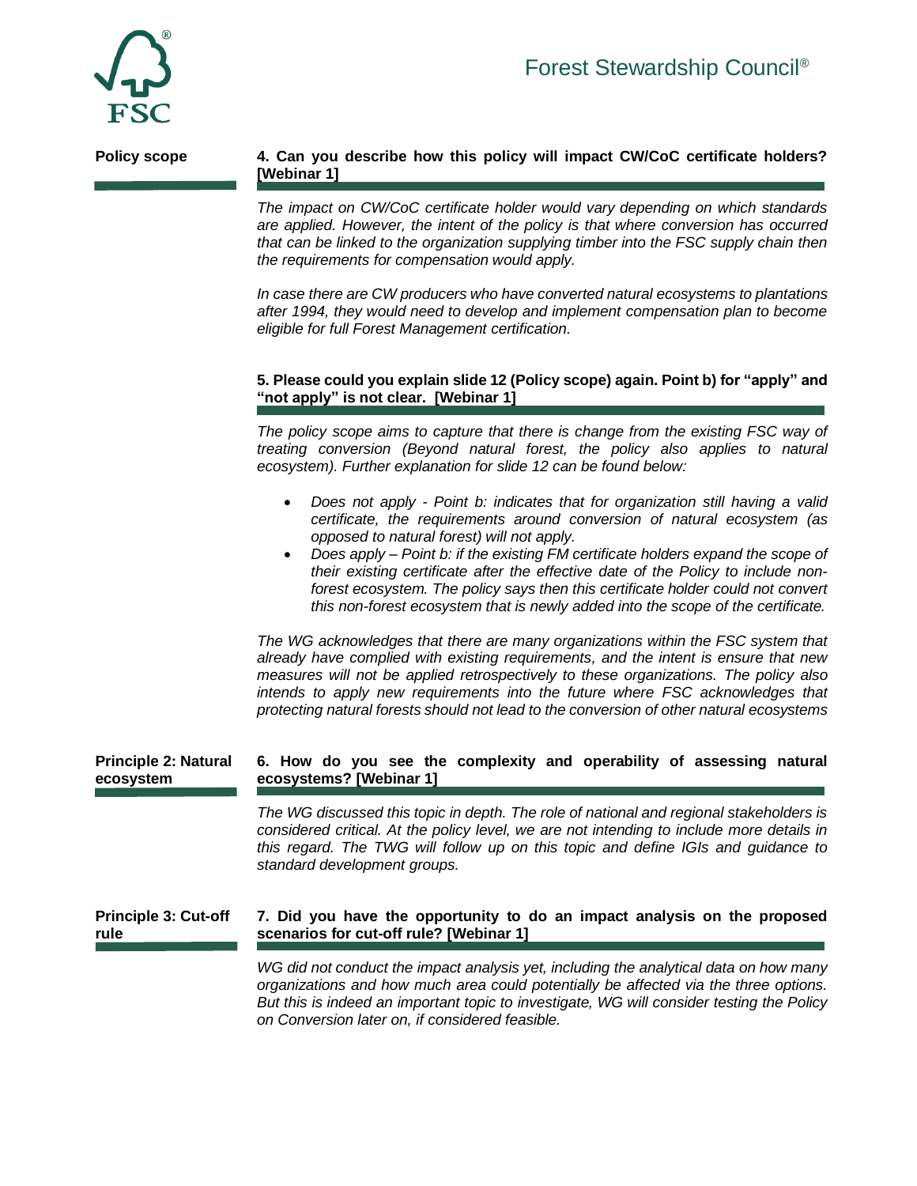## Policy scope

**4. Can you describe how this policy will impact CW/CoC certificate holders? [Webinar 1]**

*The impact on CW/CoC certificate holder would vary depending on which standards are applied. However, the intent of the policy is that where conversion has occurred that can be linked to the organization supplying timber into the FSC supply chain then the requirements for compensation would apply.*

*In case there are CW producers who have converted natural ecosystems to plantations after 1994, they would need to develop and implement compensation plan to become eligible for full Forest Management certification.*

**5. Please could you explain slide 12 (Policy scope) again. Point b) for "apply" and "not apply" is not clear. [Webinar 1]**

*The policy scope aims to capture that there is change from the existing FSC way of treating conversion (Beyond natural forest, the policy also applies to natural ecosystem). Further explanation for slide 12 can be found below:*

- *Does not apply - Point b: indicates that for organization still having a valid certificate, the requirements around conversion of natural ecosystem (as opposed to natural forest) will not apply.*
- *Does apply – Point b: if the existing FM certificate holders expand the scope of their existing certificate after the effective date of the Policy to include non-forest ecosystem. The policy says then this certificate holder could not convert this non-forest ecosystem that is newly added into the scope of the certificate.*

*The WG acknowledges that there are many organizations within the FSC system that already have complied with existing requirements, and the intent is ensure that new measures will not be applied retrospectively to these organizations. The policy also intends to apply new requirements into the future where FSC acknowledges that protecting natural forests should not lead to the conversion of other natural ecosystems*

## Principle 2: Natural ecosystem

**6. How do you see the complexity and operability of assessing natural ecosystems? [Webinar 1]**

*The WG discussed this topic in depth. The role of national and regional stakeholders is considered critical. At the policy level, we are not intending to include more details in this regard. The TWG will follow up on this topic and define IGIs and guidance to standard development groups.*

## Principle 3: Cut-off rule

**7. Did you have the opportunity to do an impact analysis on the proposed scenarios for cut-off rule? [Webinar 1]**

*WG did not conduct the impact analysis yet, including the analytical data on how many organizations and how much area could potentially be affected via the three options. But this is indeed an important topic to investigate, WG will consider testing the Policy on Conversion later on, if considered feasible.*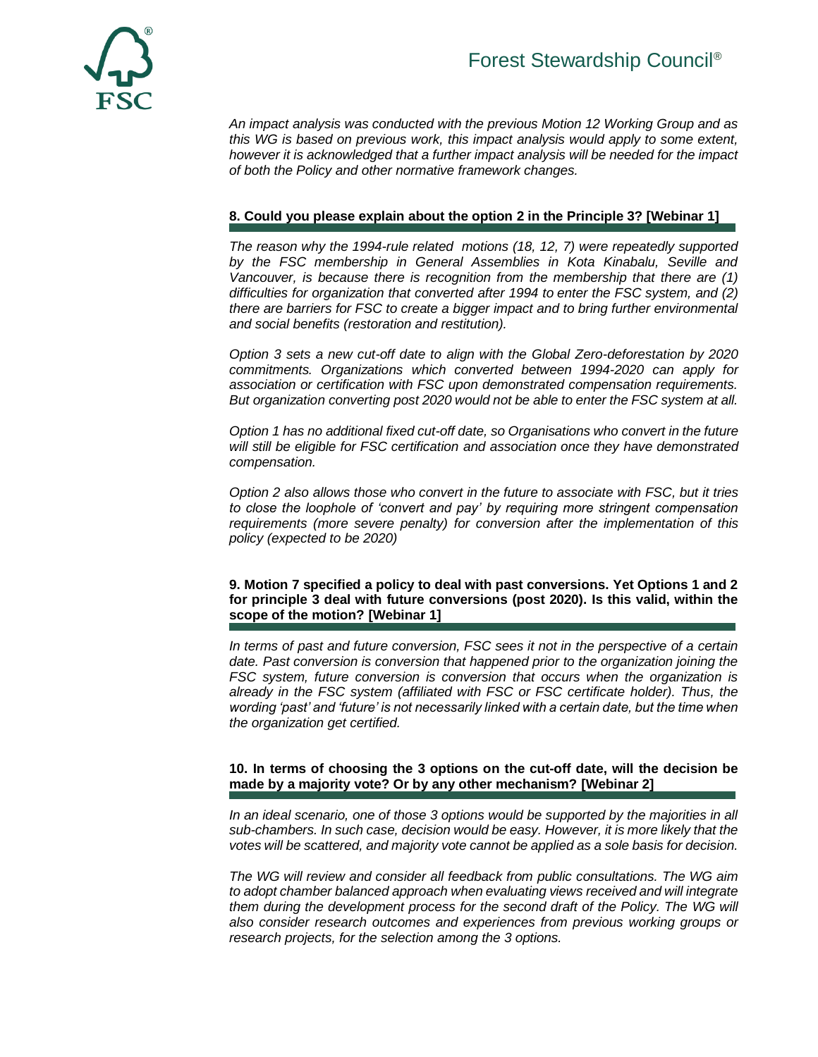*An impact analysis was conducted with the previous Motion 12 Working Group and as this WG is based on previous work, this impact analysis would apply to some extent, however it is acknowledged that a further impact analysis will be needed for the impact of both the Policy and other normative framework changes.*

### 8. Could you please explain about the option 2 in the Principle 3? [Webinar 1]

*The reason why the 1994-rule related motions (18, 12, 7) were repeatedly supported by the FSC membership in General Assemblies in Kota Kinabalu, Seville and Vancouver, is because there is recognition from the membership that there are (1) difficulties for organization that converted after 1994 to enter the FSC system, and (2) there are barriers for FSC to create a bigger impact and to bring further environmental and social benefits (restoration and restitution).*

*Option 3 sets a new cut-off date to align with the Global Zero-deforestation by 2020 commitments. Organizations which converted between 1994-2020 can apply for association or certification with FSC upon demonstrated compensation requirements. But organization converting post 2020 would not be able to enter the FSC system at all.*

*Option 1 has no additional fixed cut-off date, so Organisations who convert in the future will still be eligible for FSC certification and association once they have demonstrated compensation.*

*Option 2 also allows those who convert in the future to associate with FSC, but it tries to close the loophole of 'convert and pay' by requiring more stringent compensation requirements (more severe penalty) for conversion after the implementation of this policy (expected to be 2020)*

### 9. Motion 7 specified a policy to deal with past conversions. Yet Options 1 and 2 for principle 3 deal with future conversions (post 2020). Is this valid, within the scope of the motion? [Webinar 1]

*In terms of past and future conversion, FSC sees it not in the perspective of a certain date. Past conversion is conversion that happened prior to the organization joining the FSC system, future conversion is conversion that occurs when the organization is already in the FSC system (affiliated with FSC or FSC certificate holder). Thus, the wording 'past' and 'future' is not necessarily linked with a certain date, but the time when the organization get certified.*

### 10. In terms of choosing the 3 options on the cut-off date, will the decision be made by a majority vote? Or by any other mechanism? [Webinar 2]

*In an ideal scenario, one of those 3 options would be supported by the majorities in all sub-chambers. In such case, decision would be easy. However, it is more likely that the votes will be scattered, and majority vote cannot be applied as a sole basis for decision.*

*The WG will review and consider all feedback from public consultations. The WG aim to adopt chamber balanced approach when evaluating views received and will integrate them during the development process for the second draft of the Policy. The WG will also consider research outcomes and experiences from previous working groups or research projects, for the selection among the 3 options.*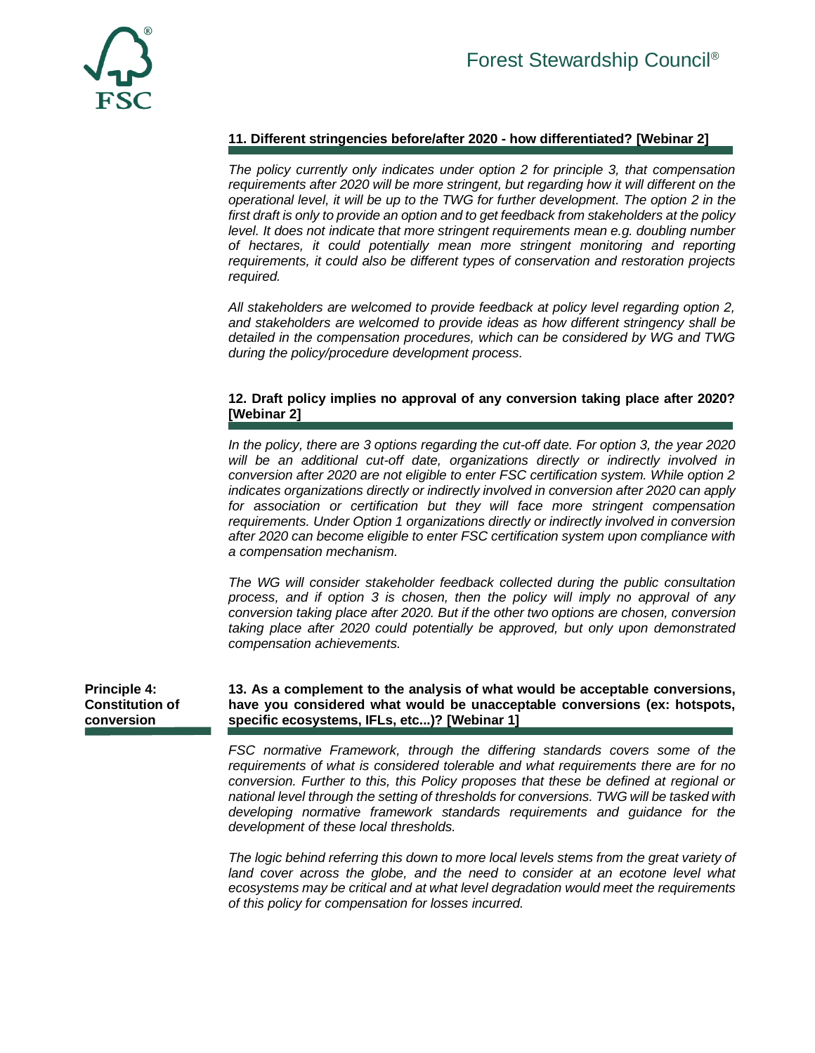### 11. Different stringencies before/after 2020 - how differentiated? [Webinar 2]

*The policy currently only indicates under option 2 for principle 3, that compensation requirements after 2020 will be more stringent, but regarding how it will different on the operational level, it will be up to the TWG for further development. The option 2 in the first draft is only to provide an option and to get feedback from stakeholders at the policy level. It does not indicate that more stringent requirements mean e.g. doubling number of hectares, it could potentially mean more stringent monitoring and reporting requirements, it could also be different types of conservation and restoration projects required.*

*All stakeholders are welcomed to provide feedback at policy level regarding option 2, and stakeholders are welcomed to provide ideas as how different stringency shall be detailed in the compensation procedures, which can be considered by WG and TWG during the policy/procedure development process.*

### 12. Draft policy implies no approval of any conversion taking place after 2020? [Webinar 2]

*In the policy, there are 3 options regarding the cut-off date. For option 3, the year 2020 will be an additional cut-off date, organizations directly or indirectly involved in conversion after 2020 are not eligible to enter FSC certification system. While option 2 indicates organizations directly or indirectly involved in conversion after 2020 can apply for association or certification but they will face more stringent compensation requirements. Under Option 1 organizations directly or indirectly involved in conversion after 2020 can become eligible to enter FSC certification system upon compliance with a compensation mechanism.*

*The WG will consider stakeholder feedback collected during the public consultation process, and if option 3 is chosen, then the policy will imply no approval of any conversion taking place after 2020. But if the other two options are chosen, conversion taking place after 2020 could potentially be approved, but only upon demonstrated compensation achievements.*

## Principle 4: Constitution of conversion

### 13. As a complement to the analysis of what would be acceptable conversions, have you considered what would be unacceptable conversions (ex: hotspots, specific ecosystems, IFLs, etc...)? [Webinar 1]

*FSC normative Framework, through the differing standards covers some of the requirements of what is considered tolerable and what requirements there are for no conversion. Further to this, this Policy proposes that these be defined at regional or national level through the setting of thresholds for conversions. TWG will be tasked with developing normative framework standards requirements and guidance for the development of these local thresholds.*

*The logic behind referring this down to more local levels stems from the great variety of land cover across the globe, and the need to consider at an ecotone level what ecosystems may be critical and at what level degradation would meet the requirements of this policy for compensation for losses incurred.*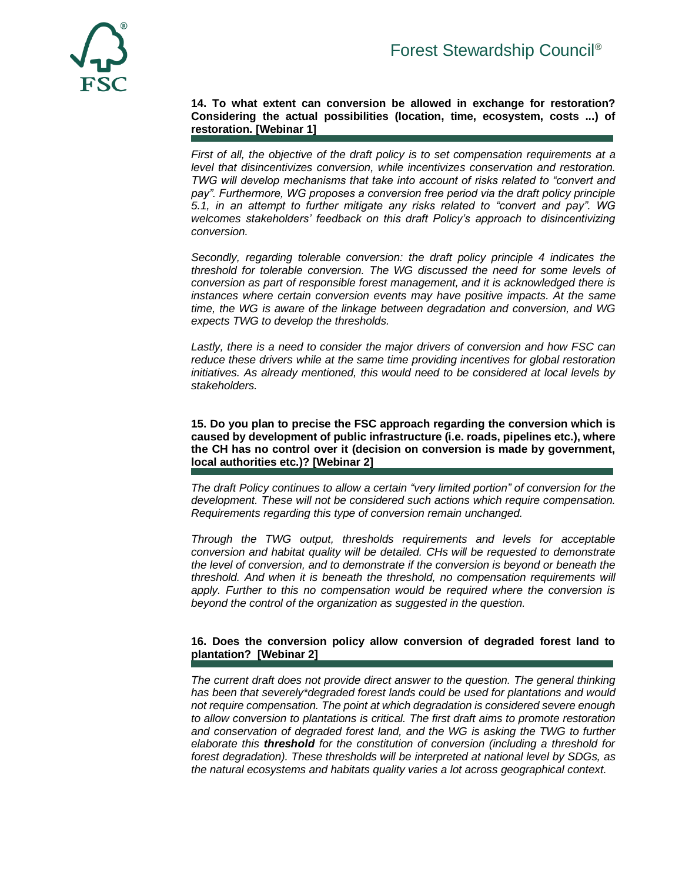**14. To what extent can conversion be allowed in exchange for restoration? Considering the actual possibilities (location, time, ecosystem, costs ...) of restoration. [Webinar 1]**

*First of all, the objective of the draft policy is to set compensation requirements at a level that disincentivizes conversion, while incentivizes conservation and restoration. TWG will develop mechanisms that take into account of risks related to "convert and pay". Furthermore, WG proposes a conversion free period via the draft policy principle 5.1, in an attempt to further mitigate any risks related to "convert and pay". WG welcomes stakeholders' feedback on this draft Policy's approach to disincentivizing conversion.*

*Secondly, regarding tolerable conversion: the draft policy principle 4 indicates the threshold for tolerable conversion. The WG discussed the need for some levels of conversion as part of responsible forest management, and it is acknowledged there is instances where certain conversion events may have positive impacts. At the same time, the WG is aware of the linkage between degradation and conversion, and WG expects TWG to develop the thresholds.*

*Lastly, there is a need to consider the major drivers of conversion and how FSC can reduce these drivers while at the same time providing incentives for global restoration initiatives. As already mentioned, this would need to be considered at local levels by stakeholders.*

**15. Do you plan to precise the FSC approach regarding the conversion which is caused by development of public infrastructure (i.e. roads, pipelines etc.), where the CH has no control over it (decision on conversion is made by government, local authorities etc.)? [Webinar 2]**

*The draft Policy continues to allow a certain "very limited portion" of conversion for the development. These will not be considered such actions which require compensation. Requirements regarding this type of conversion remain unchanged.*

*Through the TWG output, thresholds requirements and levels for acceptable conversion and habitat quality will be detailed. CHs will be requested to demonstrate the level of conversion, and to demonstrate if the conversion is beyond or beneath the threshold. And when it is beneath the threshold, no compensation requirements will apply. Further to this no compensation would be required where the conversion is beyond the control of the organization as suggested in the question.*

**16. Does the conversion policy allow conversion of degraded forest land to plantation? [Webinar 2]**

*The current draft does not provide direct answer to the question. The general thinking has been that severely*degraded forest lands could be used for plantations and would not require compensation. The point at which degradation is considered severe enough to allow conversion to plantations is critical. The first draft aims to promote restoration and conservation of degraded forest land, and the WG is asking the TWG to further elaborate this **threshold** for the constitution of conversion (including a threshold for forest degradation). These thresholds will be interpreted at national level by SDGs, as the natural ecosystems and habitats quality varies a lot across geographical context.*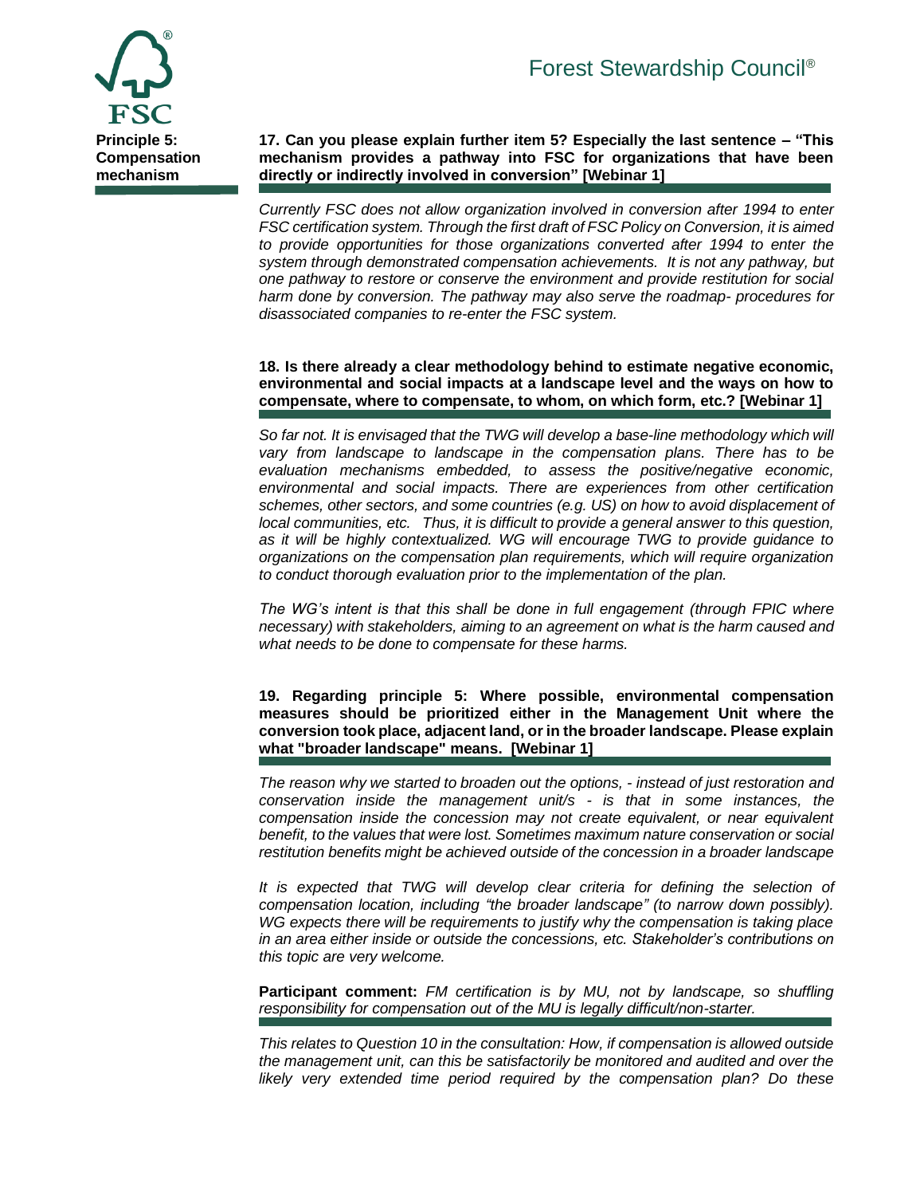**Principle 5: Compensation mechanism**

**17. Can you please explain further item 5? Especially the last sentence – "This mechanism provides a pathway into FSC for organizations that have been directly or indirectly involved in conversion" [Webinar 1]**

*Currently FSC does not allow organization involved in conversion after 1994 to enter FSC certification system. Through the first draft of FSC Policy on Conversion, it is aimed to provide opportunities for those organizations converted after 1994 to enter the system through demonstrated compensation achievements. It is not any pathway, but one pathway to restore or conserve the environment and provide restitution for social harm done by conversion. The pathway may also serve the roadmap- procedures for disassociated companies to re-enter the FSC system.*

**18. Is there already a clear methodology behind to estimate negative economic, environmental and social impacts at a landscape level and the ways on how to compensate, where to compensate, to whom, on which form, etc.? [Webinar 1]**

*So far not. It is envisaged that the TWG will develop a base-line methodology which will vary from landscape to landscape in the compensation plans. There has to be evaluation mechanisms embedded, to assess the positive/negative economic, environmental and social impacts. There are experiences from other certification schemes, other sectors, and some countries (e.g. US) on how to avoid displacement of local communities, etc. Thus, it is difficult to provide a general answer to this question, as it will be highly contextualized. WG will encourage TWG to provide guidance to organizations on the compensation plan requirements, which will require organization to conduct thorough evaluation prior to the implementation of the plan.*

*The WG's intent is that this shall be done in full engagement (through FPIC where necessary) with stakeholders, aiming to an agreement on what is the harm caused and what needs to be done to compensate for these harms.*

**19. Regarding principle 5: Where possible, environmental compensation measures should be prioritized either in the Management Unit where the conversion took place, adjacent land, or in the broader landscape. Please explain what "broader landscape" means. [Webinar 1]**

*The reason why we started to broaden out the options, - instead of just restoration and conservation inside the management unit/s - is that in some instances, the compensation inside the concession may not create equivalent, or near equivalent benefit, to the values that were lost. Sometimes maximum nature conservation or social restitution benefits might be achieved outside of the concession in a broader landscape*

*It is expected that TWG will develop clear criteria for defining the selection of compensation location, including "the broader landscape" (to narrow down possibly). WG expects there will be requirements to justify why the compensation is taking place in an area either inside or outside the concessions, etc. Stakeholder's contributions on this topic are very welcome.*

**Participant comment:** *FM certification is by MU, not by landscape, so shuffling responsibility for compensation out of the MU is legally difficult/non-starter.*

*This relates to Question 10 in the consultation: How, if compensation is allowed outside the management unit, can this be satisfactorily be monitored and audited and over the likely very extended time period required by the compensation plan? Do these*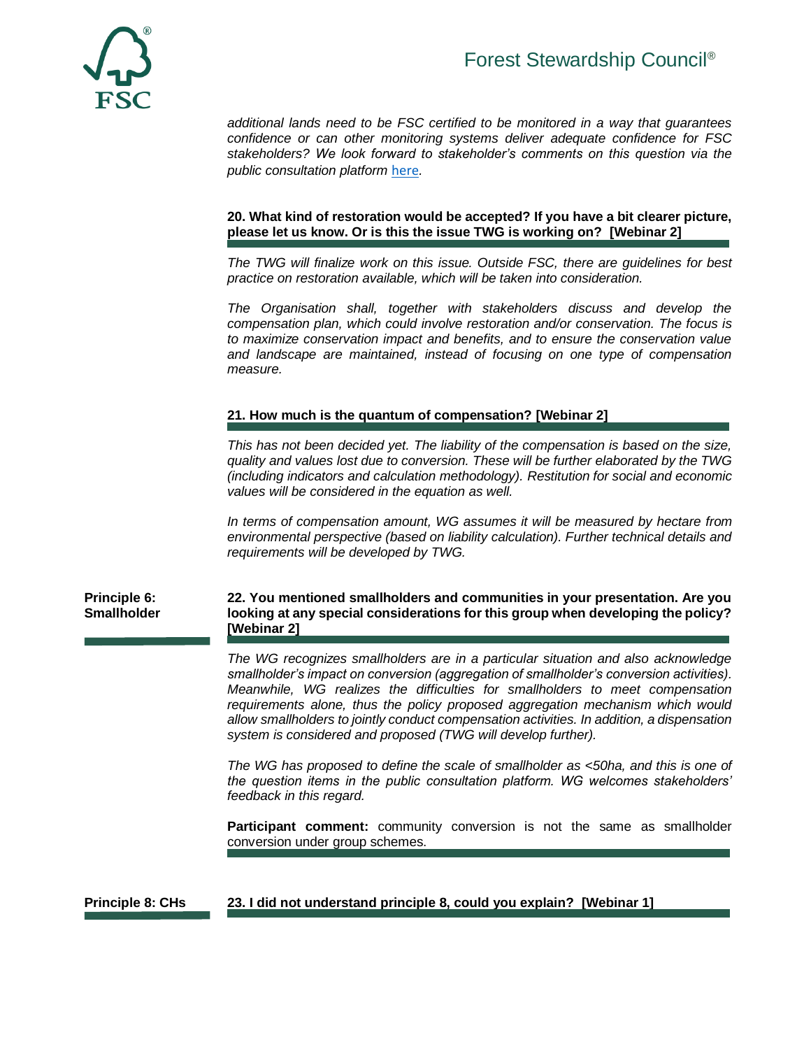*additional lands need to be FSC certified to be monitored in a way that guarantees confidence or can other monitoring systems deliver adequate confidence for FSC stakeholders? We look forward to stakeholder's comments on this question via the public consultation platform* here*.*

**20. What kind of restoration would be accepted? If you have a bit clearer picture, please let us know. Or is this the issue TWG is working on? [Webinar 2]**

*The TWG will finalize work on this issue. Outside FSC, there are guidelines for best practice on restoration available, which will be taken into consideration.*

*The Organisation shall, together with stakeholders discuss and develop the compensation plan, which could involve restoration and/or conservation. The focus is to maximize conservation impact and benefits, and to ensure the conservation value and landscape are maintained, instead of focusing on one type of compensation measure.*

**21. How much is the quantum of compensation? [Webinar 2]**

*This has not been decided yet. The liability of the compensation is based on the size, quality and values lost due to conversion. These will be further elaborated by the TWG (including indicators and calculation methodology). Restitution for social and economic values will be considered in the equation as well.*

*In terms of compensation amount, WG assumes it will be measured by hectare from environmental perspective (based on liability calculation). Further technical details and requirements will be developed by TWG.*

**Principle 6: Smallholder**

**22. You mentioned smallholders and communities in your presentation. Are you looking at any special considerations for this group when developing the policy? [Webinar 2]**

*The WG recognizes smallholders are in a particular situation and also acknowledge smallholder's impact on conversion (aggregation of smallholder's conversion activities). Meanwhile, WG realizes the difficulties for smallholders to meet compensation requirements alone, thus the policy proposed aggregation mechanism which would allow smallholders to jointly conduct compensation activities. In addition, a dispensation system is considered and proposed (TWG will develop further).*

*The WG has proposed to define the scale of smallholder as <50ha, and this is one of the question items in the public consultation platform. WG welcomes stakeholders' feedback in this regard.*

**Participant comment:** community conversion is not the same as smallholder conversion under group schemes.

**Principle 8: CHs**

**23. I did not understand principle 8, could you explain? [Webinar 1]**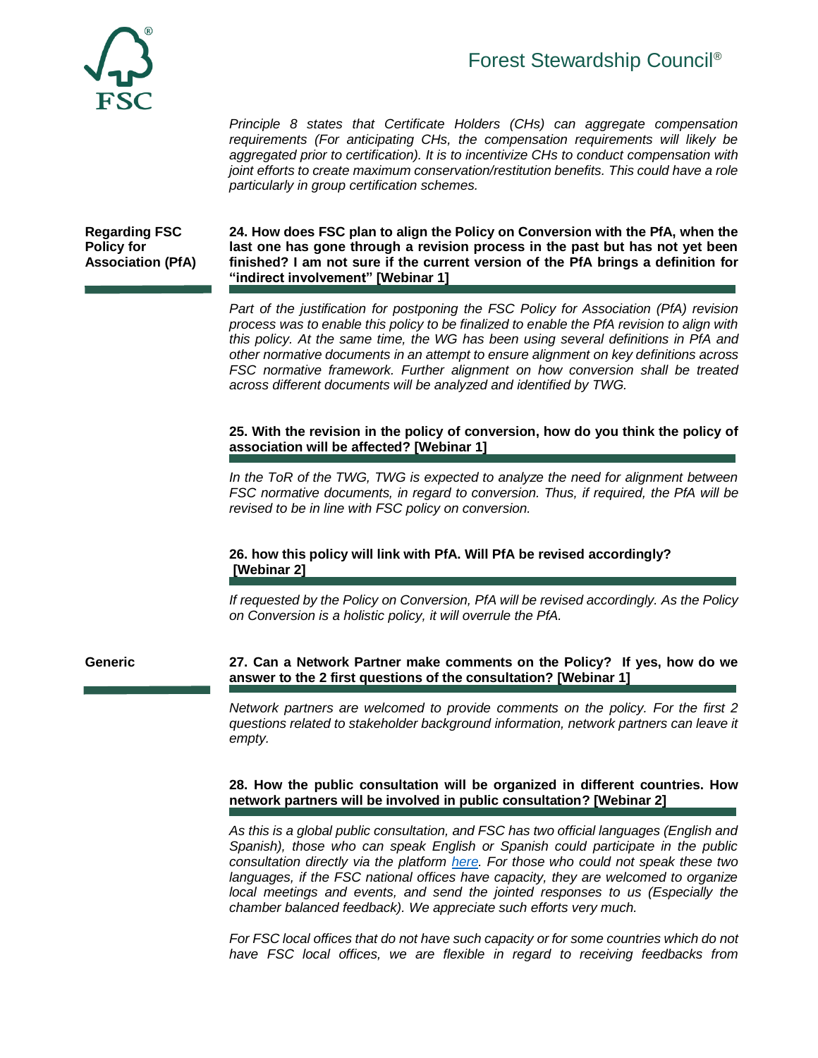*Principle 8 states that Certificate Holders (CHs) can aggregate compensation requirements (For anticipating CHs, the compensation requirements will likely be aggregated prior to certification). It is to incentivize CHs to conduct compensation with joint efforts to create maximum conservation/restitution benefits. This could have a role particularly in group certification schemes.*

## Regarding FSC Policy for Association (PfA)

**24. How does FSC plan to align the Policy on Conversion with the PfA, when the last one has gone through a revision process in the past but has not yet been finished? I am not sure if the current version of the PfA brings a definition for "indirect involvement" [Webinar 1]**

*Part of the justification for postponing the FSC Policy for Association (PfA) revision process was to enable this policy to be finalized to enable the PfA revision to align with this policy. At the same time, the WG has been using several definitions in PfA and other normative documents in an attempt to ensure alignment on key definitions across FSC normative framework. Further alignment on how conversion shall be treated across different documents will be analyzed and identified by TWG.*

**25. With the revision in the policy of conversion, how do you think the policy of association will be affected? [Webinar 1]**

*In the ToR of the TWG, TWG is expected to analyze the need for alignment between FSC normative documents, in regard to conversion. Thus, if required, the PfA will be revised to be in line with FSC policy on conversion.*

**26. how this policy will link with PfA. Will PfA be revised accordingly? [Webinar 2]**

*If requested by the Policy on Conversion, PfA will be revised accordingly. As the Policy on Conversion is a holistic policy, it will overrule the PfA.*

## Generic

**27. Can a Network Partner make comments on the Policy? If yes, how do we answer to the 2 first questions of the consultation? [Webinar 1]**

*Network partners are welcomed to provide comments on the policy. For the first 2 questions related to stakeholder background information, network partners can leave it empty.*

**28. How the public consultation will be organized in different countries. How network partners will be involved in public consultation? [Webinar 2]**

*As this is a global public consultation, and FSC has two official languages (English and Spanish), those who can speak English or Spanish could participate in the public consultation directly via the platform here. For those who could not speak these two languages, if the FSC national offices have capacity, they are welcomed to organize local meetings and events, and send the jointed responses to us (Especially the chamber balanced feedback). We appreciate such efforts very much.*

*For FSC local offices that do not have such capacity or for some countries which do not have FSC local offices, we are flexible in regard to receiving feedbacks from*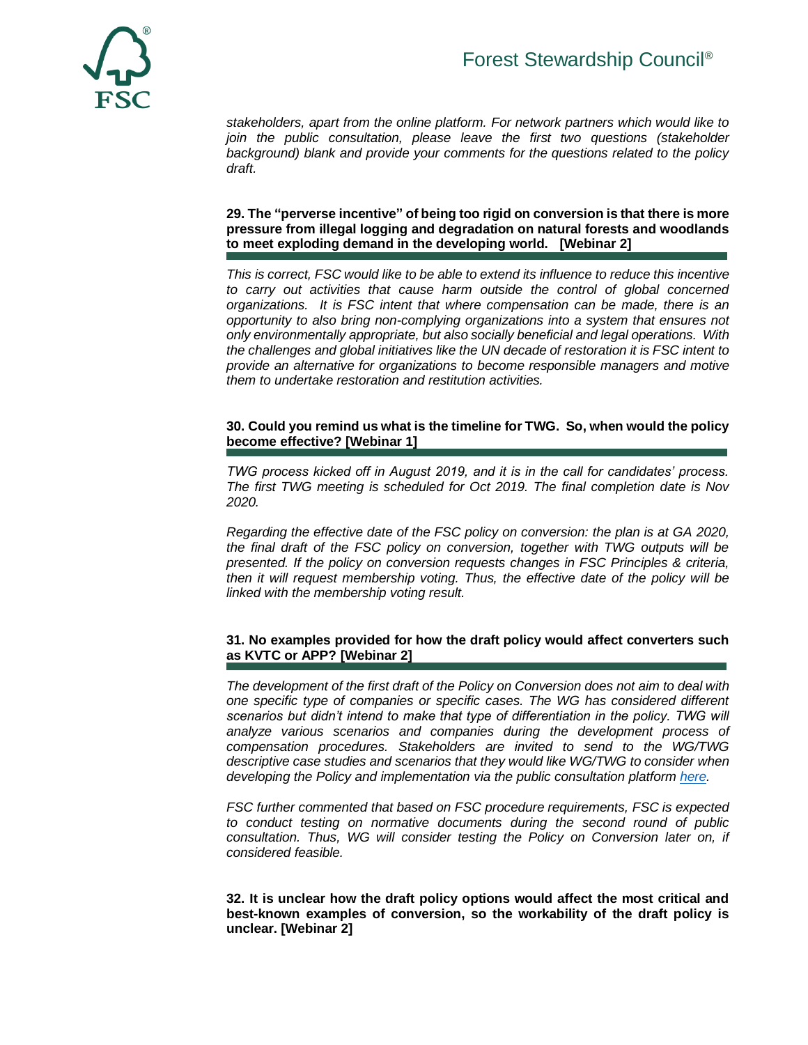*stakeholders, apart from the online platform. For network partners which would like to join the public consultation, please leave the first two questions (stakeholder background) blank and provide your comments for the questions related to the policy draft.*

**29. The "perverse incentive" of being too rigid on conversion is that there is more pressure from illegal logging and degradation on natural forests and woodlands to meet exploding demand in the developing world. [Webinar 2]**

*This is correct, FSC would like to be able to extend its influence to reduce this incentive to carry out activities that cause harm outside the control of global concerned organizations. It is FSC intent that where compensation can be made, there is an opportunity to also bring non-complying organizations into a system that ensures not only environmentally appropriate, but also socially beneficial and legal operations. With the challenges and global initiatives like the UN decade of restoration it is FSC intent to provide an alternative for organizations to become responsible managers and motive them to undertake restoration and restitution activities.*

**30. Could you remind us what is the timeline for TWG. So, when would the policy become effective? [Webinar 1]**

*TWG process kicked off in August 2019, and it is in the call for candidates' process. The first TWG meeting is scheduled for Oct 2019. The final completion date is Nov 2020.*

*Regarding the effective date of the FSC policy on conversion: the plan is at GA 2020, the final draft of the FSC policy on conversion, together with TWG outputs will be presented. If the policy on conversion requests changes in FSC Principles & criteria, then it will request membership voting. Thus, the effective date of the policy will be linked with the membership voting result.*

**31. No examples provided for how the draft policy would affect converters such as KVTC or APP? [Webinar 2]**

*The development of the first draft of the Policy on Conversion does not aim to deal with one specific type of companies or specific cases. The WG has considered different scenarios but didn't intend to make that type of differentiation in the policy. TWG will analyze various scenarios and companies during the development process of compensation procedures. Stakeholders are invited to send to the WG/TWG descriptive case studies and scenarios that they would like WG/TWG to consider when developing the Policy and implementation via the public consultation platform here.*

*FSC further commented that based on FSC procedure requirements, FSC is expected to conduct testing on normative documents during the second round of public consultation. Thus, WG will consider testing the Policy on Conversion later on, if considered feasible.*

**32. It is unclear how the draft policy options would affect the most critical and best-known examples of conversion, so the workability of the draft policy is unclear. [Webinar 2]**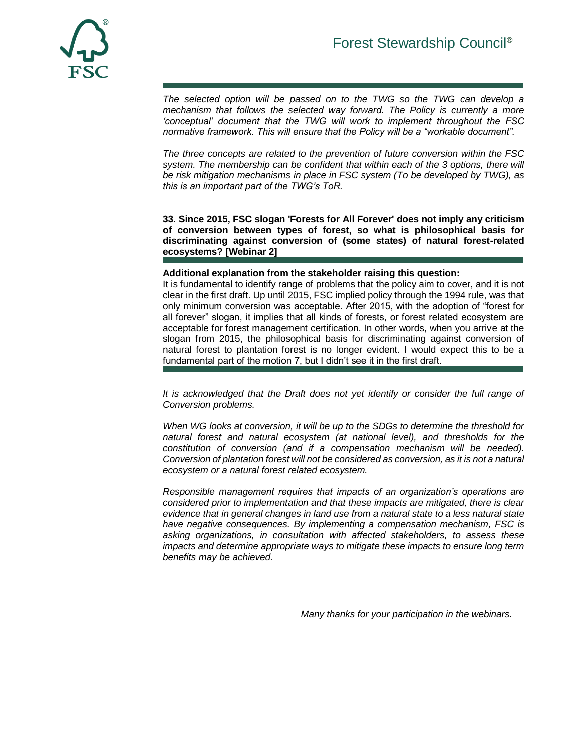*The selected option will be passed on to the TWG so the TWG can develop a mechanism that follows the selected way forward. The Policy is currently a more 'conceptual' document that the TWG will work to implement throughout the FSC normative framework. This will ensure that the Policy will be a "workable document".*

*The three concepts are related to the prevention of future conversion within the FSC system. The membership can be confident that within each of the 3 options, there will be risk mitigation mechanisms in place in FSC system (To be developed by TWG), as this is an important part of the TWG's ToR.*

**33. Since 2015, FSC slogan 'Forests for All Forever' does not imply any criticism of conversion between types of forest, so what is philosophical basis for discriminating against conversion of (some states) of natural forest-related ecosystems? [Webinar 2]**

**Additional explanation from the stakeholder raising this question:**

It is fundamental to identify range of problems that the policy aim to cover, and it is not clear in the first draft. Up until 2015, FSC implied policy through the 1994 rule, was that only minimum conversion was acceptable. After 2015, with the adoption of "forest for all forever" slogan, it implies that all kinds of forests, or forest related ecosystem are acceptable for forest management certification. In other words, when you arrive at the slogan from 2015, the philosophical basis for discriminating against conversion of natural forest to plantation forest is no longer evident. I would expect this to be a fundamental part of the motion 7, but I didn't see it in the first draft.

*It is acknowledged that the Draft does not yet identify or consider the full range of Conversion problems.*

*When WG looks at conversion, it will be up to the SDGs to determine the threshold for natural forest and natural ecosystem (at national level), and thresholds for the constitution of conversion (and if a compensation mechanism will be needed). Conversion of plantation forest will not be considered as conversion, as it is not a natural ecosystem or a natural forest related ecosystem.*

*Responsible management requires that impacts of an organization's operations are considered prior to implementation and that these impacts are mitigated, there is clear evidence that in general changes in land use from a natural state to a less natural state have negative consequences. By implementing a compensation mechanism, FSC is asking organizations, in consultation with affected stakeholders, to assess these impacts and determine appropriate ways to mitigate these impacts to ensure long term benefits may be achieved.*

*Many thanks for your participation in the webinars.*